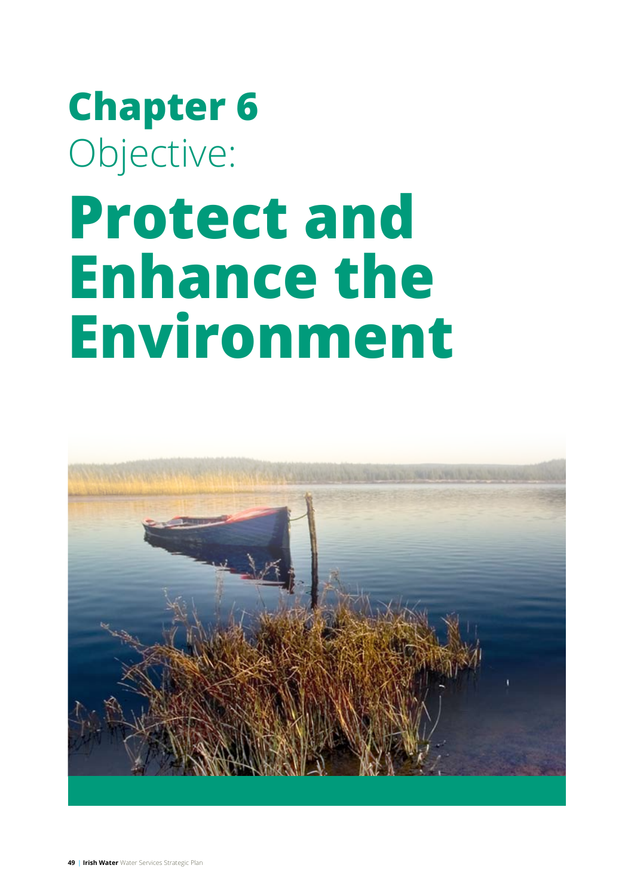# Chapter 6

Objective:

# Protect and Enhance the Environment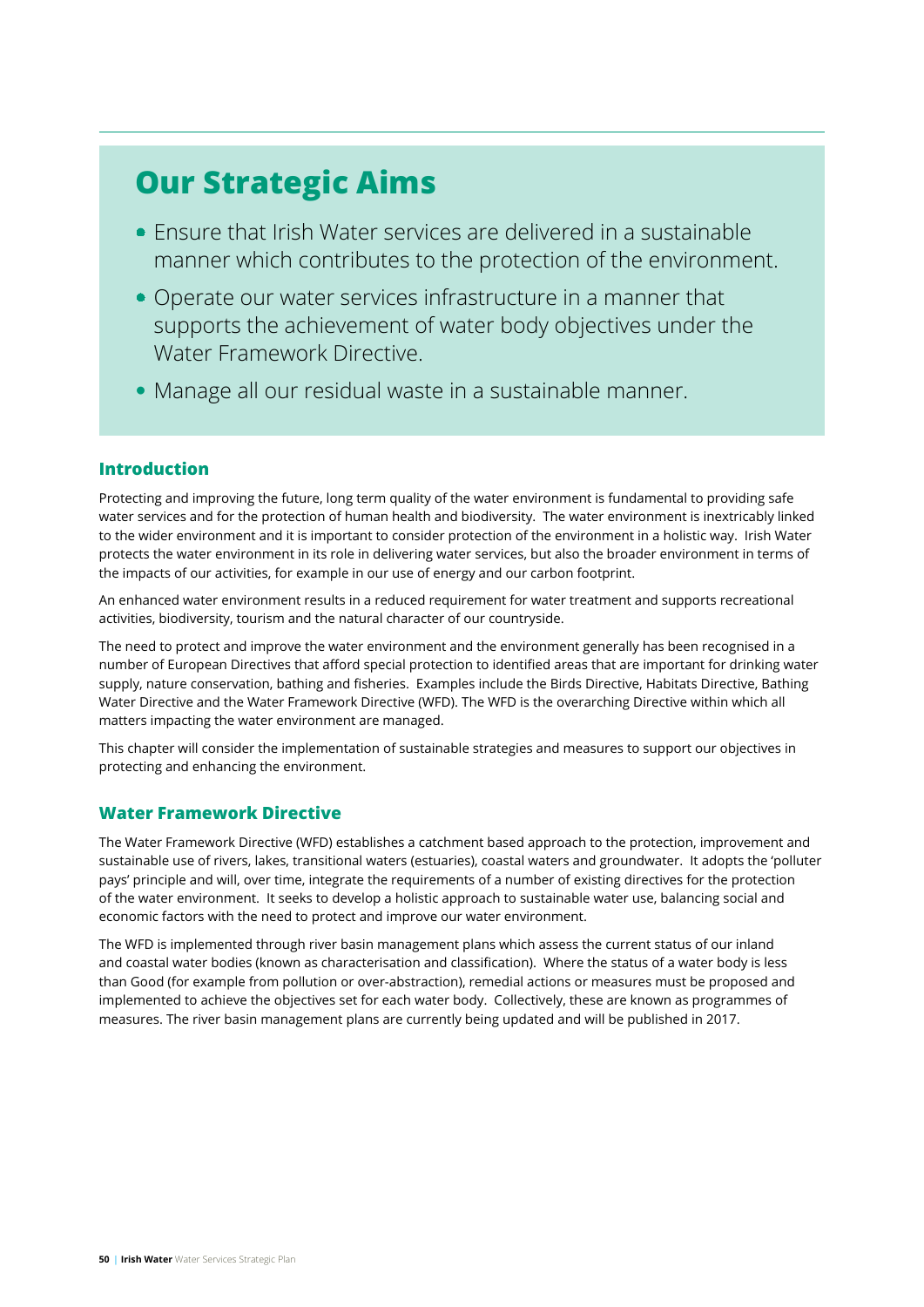## Our Strategic Aims

- Ensure that Irish Water services are delivered in a sustainable manner which contributes to the protection of the environment.
- Operate our water services infrastructure in a manner that supports the achievement of water body objectives under the Water Framework Directive.
- Manage all our residual waste in a sustainable manner.

### Introduction

Protecting and improving the future, long term quality of the water environment is fundamental to providing safe water services and for the protection of human health and biodiversity. The water environment is inextricably linked to the wider environment and it is important to consider protection of the environment in a holistic way. Irish Water protects the water environment in its role in delivering water services, but also the broader environment in terms of the impacts of our activities, for example in our use of energy and our carbon footprint.

An enhanced water environment results in a reduced requirement for water treatment and supports recreational activities, biodiversity, tourism and the natural character of our countryside.

The need to protect and improve the water environment and the environment generally has been recognised in a number of European Directives that afford special protection to identified areas that are important for drinking water supply, nature conservation, bathing and fisheries. Examples include the Birds Directive, Habitats Directive, Bathing Water Directive and the Water Framework Directive (WFD). The WFD is the overarching Directive within which all matters impacting the water environment are managed.

This chapter will consider the implementation of sustainable strategies and measures to support our objectives in protecting and enhancing the environment.

### Water Framework Directive

The Water Framework Directive (WFD) establishes a catchment based approach to the protection, improvement and sustainable use of rivers, lakes, transitional waters (estuaries), coastal waters and groundwater. It adopts the 'polluter pays' principle and will, over time, integrate the requirements of a number of existing directives for the protection of the water environment. It seeks to develop a holistic approach to sustainable water use, balancing social and economic factors with the need to protect and improve our water environment.

The WFD is implemented through river basin management plans which assess the current status of our inland and coastal water bodies (known as characterisation and classification). Where the status of a water body is less than Good (for example from pollution or over-abstraction), remedial actions or measures must be proposed and implemented to achieve the objectives set for each water body. Collectively, these are known as programmes of measures. The river basin management plans are currently being updated and will be published in 2017.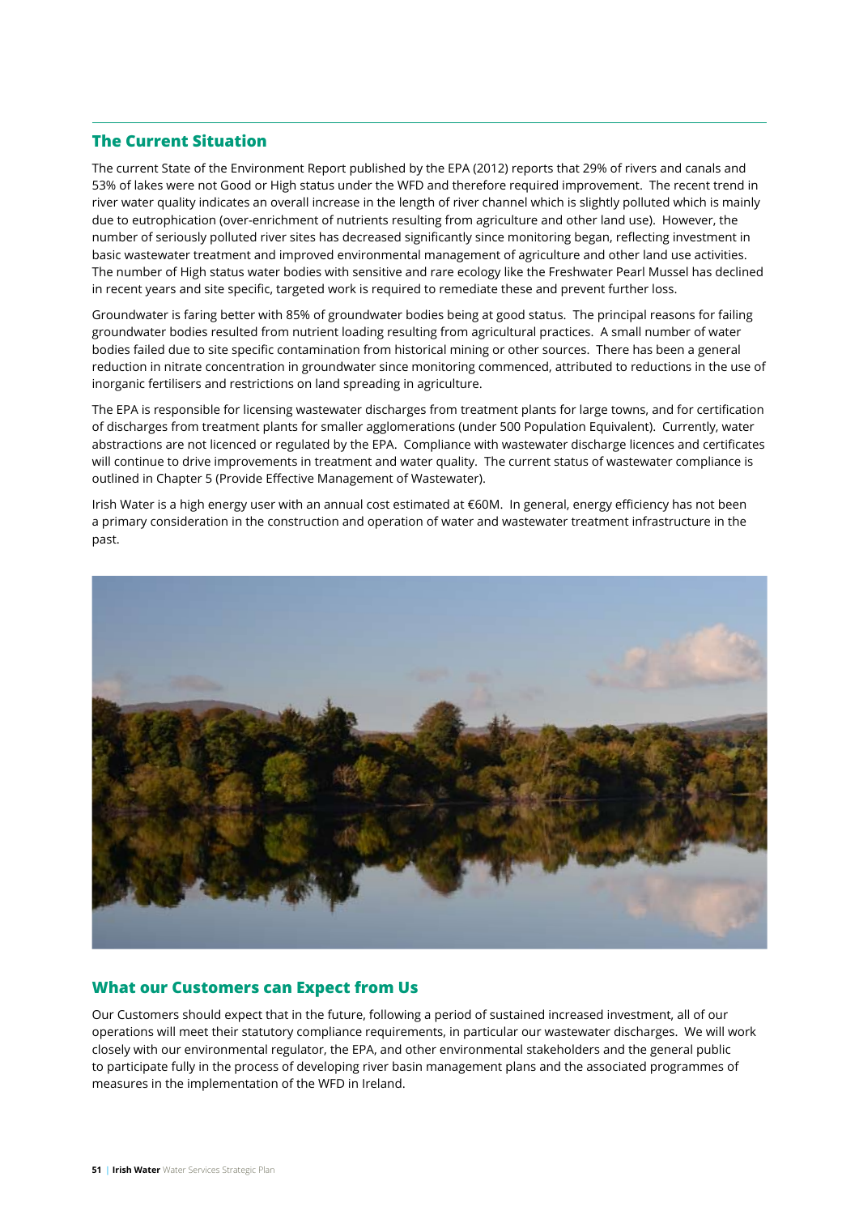## The Current Situation

The current State of the Environment Report published by the EPA (2012) reports that 29% of rivers and canals and 53% of lakes were not Good or High status under the WFD and therefore required improvement. The recent trend in river water quality indicates an overall increase in the length of river channel which is slightly polluted which is mainly due to eutrophication (over-enrichment of nutrients resulting from agriculture and other land use). However, the number of seriously polluted river sites has decreased significantly since monitoring began, reflecting investment in basic wastewater treatment and improved environmental management of agriculture and other land use activities. The number of High status water bodies with sensitive and rare ecology like the Freshwater Pearl Mussel has declined in recent years and site specific, targeted work is required to remediate these and prevent further loss.

Groundwater is faring better with 85% of groundwater bodies being at good status. The principal reasons for failing groundwater bodies resulted from nutrient loading resulting from agricultural practices. A small number of water bodies failed due to site specific contamination from historical mining or other sources. There has been a general reduction in nitrate concentration in groundwater since monitoring commenced, attributed to reductions in the use of inorganic fertilisers and restrictions on land spreading in agriculture.

The EPA is responsible for licensing wastewater discharges from treatment plants for large towns, and for certification of discharges from treatment plants for smaller agglomerations (under 500 Population Equivalent). Currently, water abstractions are not licenced or regulated by the EPA. Compliance with wastewater discharge licences and certificates will continue to drive improvements in treatment and water quality. The current status of wastewater compliance is outlined in Chapter 5 (Provide Effective Management of Wastewater).

Irish Water is a high energy user with an annual cost estimated at €60M. In general, energy efficiency has not been a primary consideration in the construction and operation of water and wastewater treatment infrastructure in the past.

## What our Customers can Expect from Us

Our Customers should expect that in the future, following a period of sustained increased investment, all of our operations will meet their statutory compliance requirements, in particular our wastewater discharges. We will work closely with our environmental regulator, the EPA, and other environmental stakeholders and the general public to participate fully in the process of developing river basin management plans and the associated programmes of measures in the implementation of the WFD in Ireland.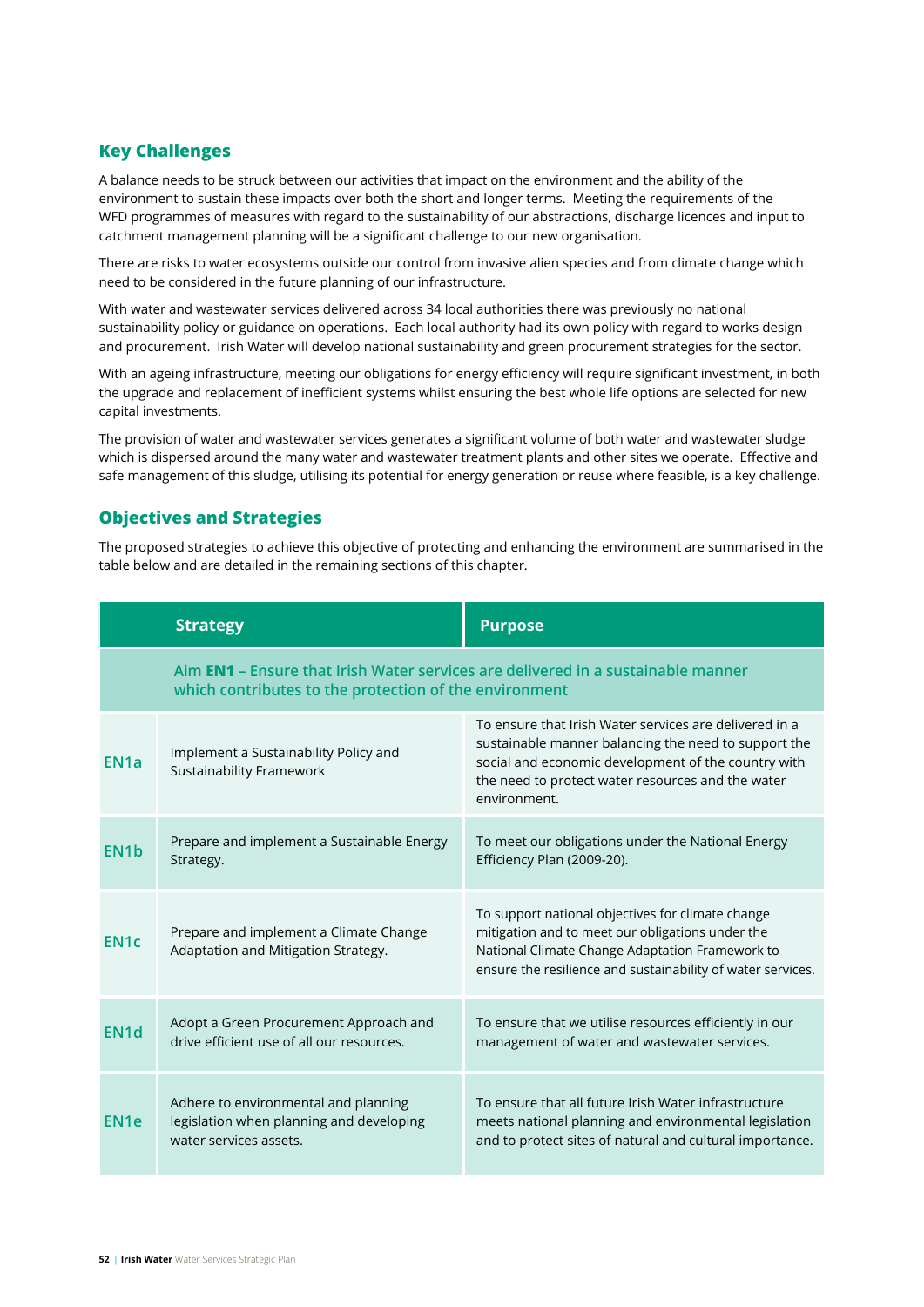## Key Challenges

A balance needs to be struck between our activities that impact on the environment and the ability of the environment to sustain these impacts over both the short and longer terms. Meeting the requirements of the WFD programmes of measures with regard to the sustainability of our abstractions, discharge licences and input to catchment management planning will be a significant challenge to our new organisation.

There are risks to water ecosystems outside our control from invasive alien species and from climate change which need to be considered in the future planning of our infrastructure.

With water and wastewater services delivered across 34 local authorities there was previously no national sustainability policy or guidance on operations. Each local authority had its own policy with regard to works design and procurement. Irish Water will develop national sustainability and green procurement strategies for the sector.

With an ageing infrastructure, meeting our obligations for energy efficiency will require significant investment, in both the upgrade and replacement of inefficient systems whilst ensuring the best whole life options are selected for new capital investments.

The provision of water and wastewater services generates a significant volume of both water and wastewater sludge which is dispersed around the many water and wastewater treatment plants and other sites we operate. Effective and safe management of this sludge, utilising its potential for energy generation or reuse where feasible, is a key challenge.

## Objectives and Strategies

The proposed strategies to achieve this objective of protecting and enhancing the environment are summarised in the table below and are detailed in the remaining sections of this chapter.

| | Strategy | Purpose |
|---|---|---|
| | Aim **EN1** – Ensure that Irish Water services are delivered in a sustainable manner which contributes to the protection of the environment | |
| EN1a | Implement a Sustainability Policy and Sustainability Framework | To ensure that Irish Water services are delivered in a sustainable manner balancing the need to support the social and economic development of the country with the need to protect water resources and the water environment. |
| EN1b | Prepare and implement a Sustainable Energy Strategy. | To meet our obligations under the National Energy Efficiency Plan (2009-20). |
| EN1c | Prepare and implement a Climate Change Adaptation and Mitigation Strategy. | To support national objectives for climate change mitigation and to meet our obligations under the National Climate Change Adaptation Framework to ensure the resilience and sustainability of water services. |
| EN1d | Adopt a Green Procurement Approach and drive efficient use of all our resources. | To ensure that we utilise resources efficiently in our management of water and wastewater services. |
| EN1e | Adhere to environmental and planning legislation when planning and developing water services assets. | To ensure that all future Irish Water infrastructure meets national planning and environmental legislation and to protect sites of natural and cultural importance. |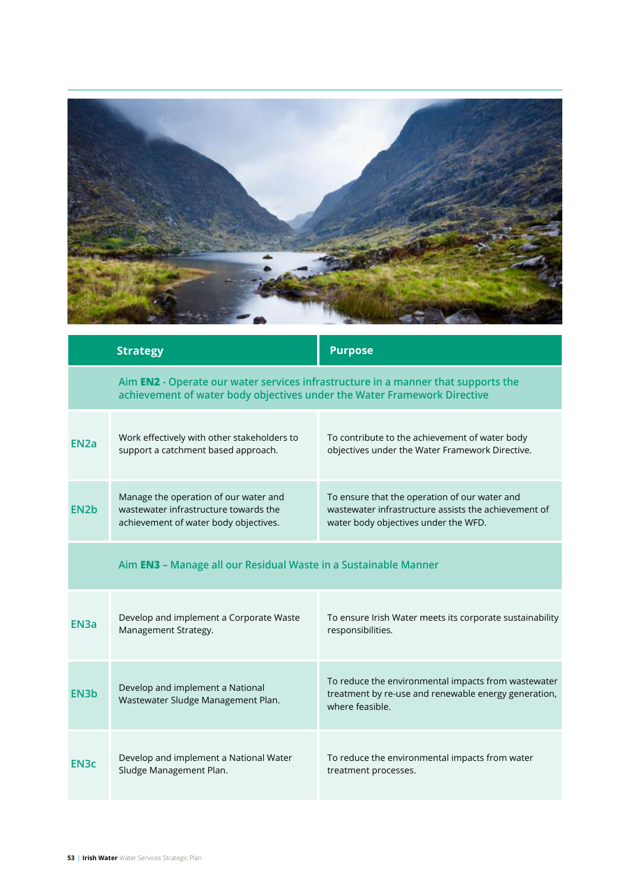| | Strategy | Purpose |
|---|---|---|
| | Aim **EN2** - Operate our water services infrastructure in a manner that supports the achievement of water body objectives under the Water Framework Directive | |
| EN2a | Work effectively with other stakeholders to support a catchment based approach. | To contribute to the achievement of water body objectives under the Water Framework Directive. |
| EN2b | Manage the operation of our water and wastewater infrastructure towards the achievement of water body objectives. | To ensure that the operation of our water and wastewater infrastructure assists the achievement of water body objectives under the WFD. |
| | Aim **EN3** – Manage all our Residual Waste in a Sustainable Manner | |
| EN3a | Develop and implement a Corporate Waste Management Strategy. | To ensure Irish Water meets its corporate sustainability responsibilities. |
| EN3b | Develop and implement a National Wastewater Sludge Management Plan. | To reduce the environmental impacts from wastewater treatment by re-use and renewable energy generation, where feasible. |
| EN3c | Develop and implement a National Water Sludge Management Plan. | To reduce the environmental impacts from water treatment processes. |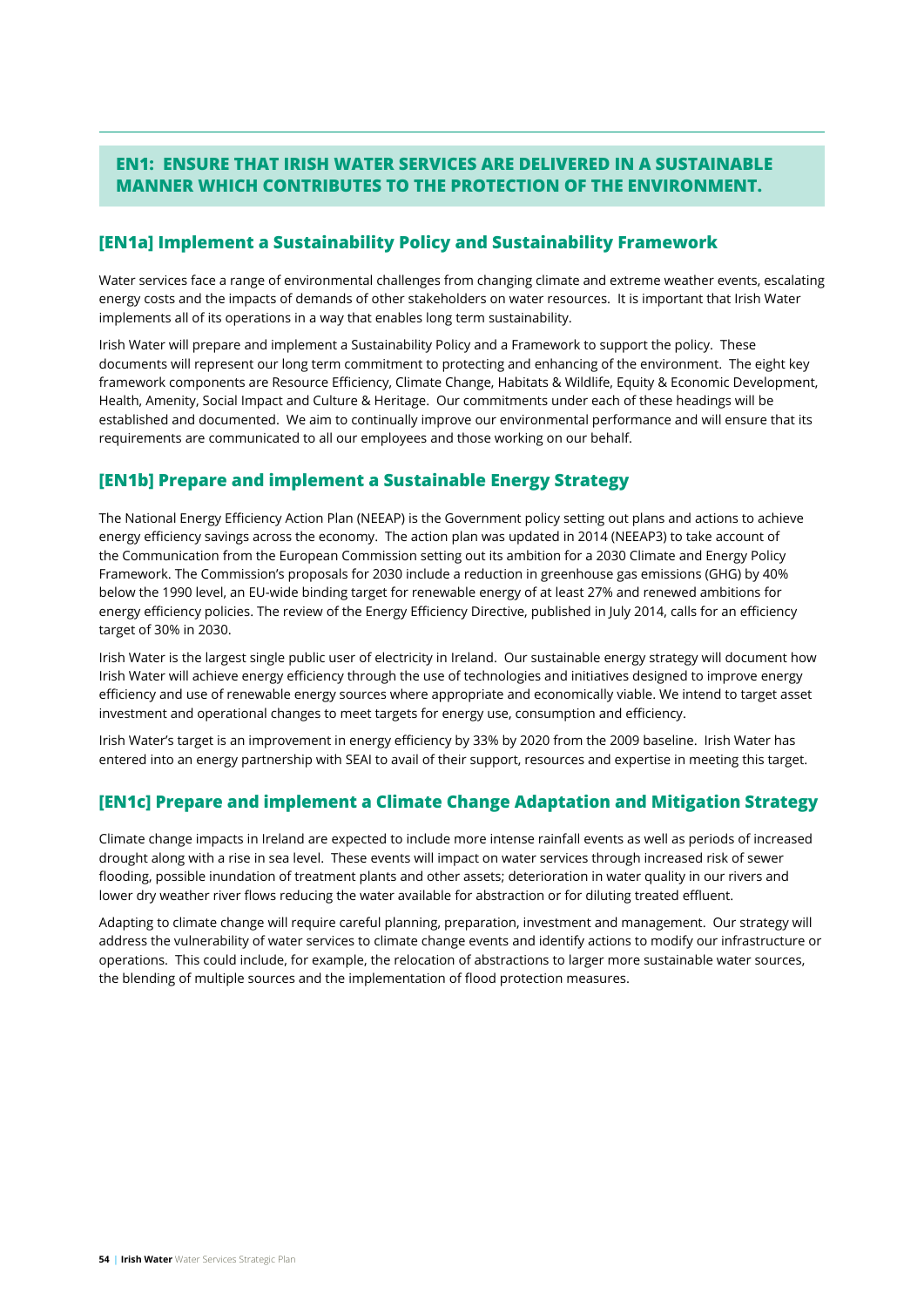## EN1: ENSURE THAT IRISH WATER SERVICES ARE DELIVERED IN A SUSTAINABLE MANNER WHICH CONTRIBUTES TO THE PROTECTION OF THE ENVIRONMENT.

### [EN1a] Implement a Sustainability Policy and Sustainability Framework

Water services face a range of environmental challenges from changing climate and extreme weather events, escalating energy costs and the impacts of demands of other stakeholders on water resources. It is important that Irish Water implements all of its operations in a way that enables long term sustainability.

Irish Water will prepare and implement a Sustainability Policy and a Framework to support the policy. These documents will represent our long term commitment to protecting and enhancing of the environment. The eight key framework components are Resource Efficiency, Climate Change, Habitats & Wildlife, Equity & Economic Development, Health, Amenity, Social Impact and Culture & Heritage. Our commitments under each of these headings will be established and documented. We aim to continually improve our environmental performance and will ensure that its requirements are communicated to all our employees and those working on our behalf.

### [EN1b] Prepare and implement a Sustainable Energy Strategy

The National Energy Efficiency Action Plan (NEEAP) is the Government policy setting out plans and actions to achieve energy efficiency savings across the economy. The action plan was updated in 2014 (NEEAP3) to take account of the Communication from the European Commission setting out its ambition for a 2030 Climate and Energy Policy Framework. The Commission's proposals for 2030 include a reduction in greenhouse gas emissions (GHG) by 40% below the 1990 level, an EU-wide binding target for renewable energy of at least 27% and renewed ambitions for energy efficiency policies. The review of the Energy Efficiency Directive, published in July 2014, calls for an efficiency target of 30% in 2030.

Irish Water is the largest single public user of electricity in Ireland. Our sustainable energy strategy will document how Irish Water will achieve energy efficiency through the use of technologies and initiatives designed to improve energy efficiency and use of renewable energy sources where appropriate and economically viable. We intend to target asset investment and operational changes to meet targets for energy use, consumption and efficiency.

Irish Water's target is an improvement in energy efficiency by 33% by 2020 from the 2009 baseline. Irish Water has entered into an energy partnership with SEAI to avail of their support, resources and expertise in meeting this target.

### [EN1c] Prepare and implement a Climate Change Adaptation and Mitigation Strategy

Climate change impacts in Ireland are expected to include more intense rainfall events as well as periods of increased drought along with a rise in sea level. These events will impact on water services through increased risk of sewer flooding, possible inundation of treatment plants and other assets; deterioration in water quality in our rivers and lower dry weather river flows reducing the water available for abstraction or for diluting treated effluent.

Adapting to climate change will require careful planning, preparation, investment and management. Our strategy will address the vulnerability of water services to climate change events and identify actions to modify our infrastructure or operations. This could include, for example, the relocation of abstractions to larger more sustainable water sources, the blending of multiple sources and the implementation of flood protection measures.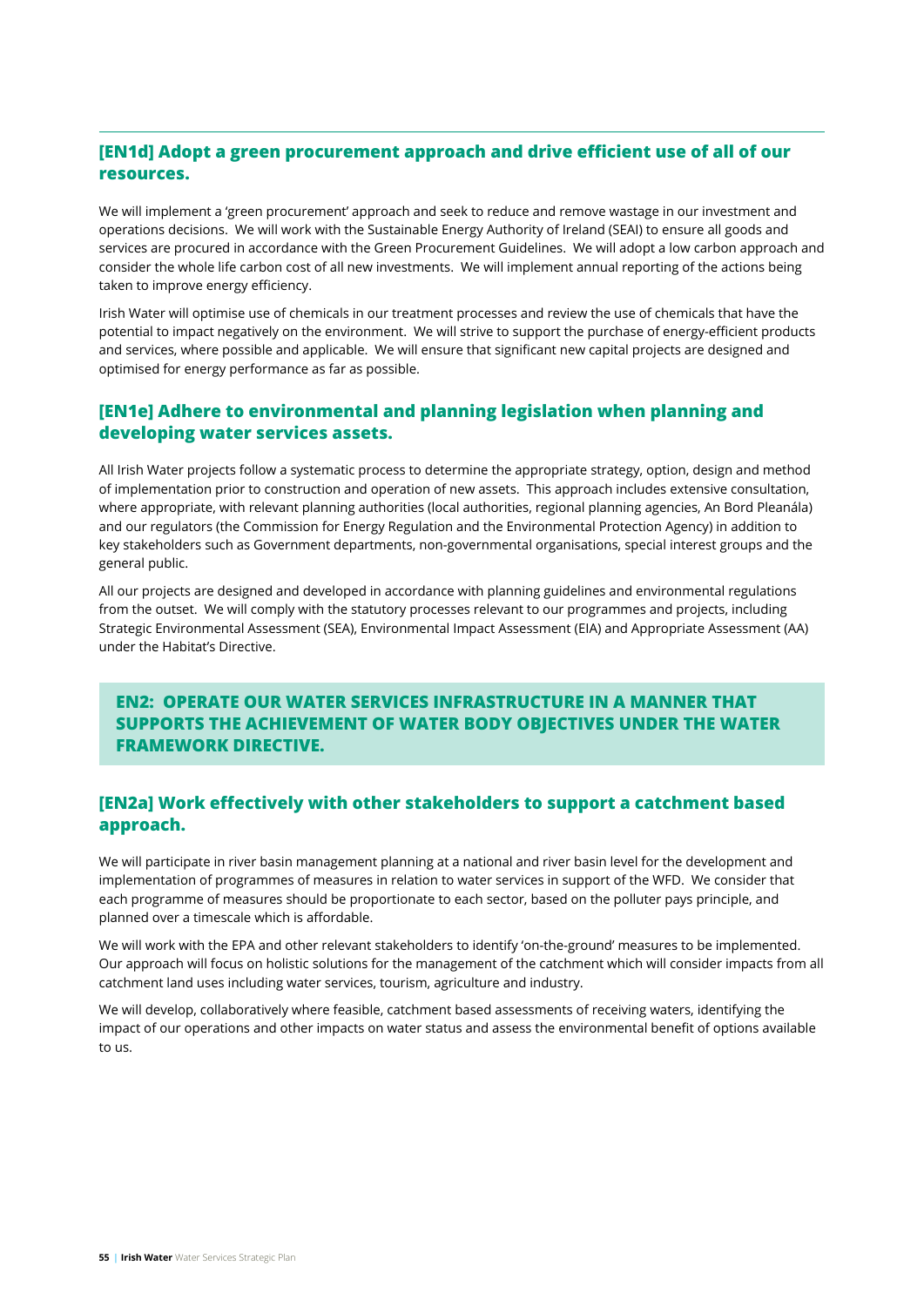### [EN1d] Adopt a green procurement approach and drive efficient use of all of our resources.

We will implement a 'green procurement' approach and seek to reduce and remove wastage in our investment and operations decisions. We will work with the Sustainable Energy Authority of Ireland (SEAI) to ensure all goods and services are procured in accordance with the Green Procurement Guidelines. We will adopt a low carbon approach and consider the whole life carbon cost of all new investments. We will implement annual reporting of the actions being taken to improve energy efficiency.

Irish Water will optimise use of chemicals in our treatment processes and review the use of chemicals that have the potential to impact negatively on the environment. We will strive to support the purchase of energy-efficient products and services, where possible and applicable. We will ensure that significant new capital projects are designed and optimised for energy performance as far as possible.

### [EN1e] Adhere to environmental and planning legislation when planning and developing water services assets.

All Irish Water projects follow a systematic process to determine the appropriate strategy, option, design and method of implementation prior to construction and operation of new assets. This approach includes extensive consultation, where appropriate, with relevant planning authorities (local authorities, regional planning agencies, An Bord Pleanála) and our regulators (the Commission for Energy Regulation and the Environmental Protection Agency) in addition to key stakeholders such as Government departments, non-governmental organisations, special interest groups and the general public.

All our projects are designed and developed in accordance with planning guidelines and environmental regulations from the outset. We will comply with the statutory processes relevant to our programmes and projects, including Strategic Environmental Assessment (SEA), Environmental Impact Assessment (EIA) and Appropriate Assessment (AA) under the Habitat's Directive.

## EN2: OPERATE OUR WATER SERVICES INFRASTRUCTURE IN A MANNER THAT SUPPORTS THE ACHIEVEMENT OF WATER BODY OBJECTIVES UNDER THE WATER FRAMEWORK DIRECTIVE.

### [EN2a] Work effectively with other stakeholders to support a catchment based approach.

We will participate in river basin management planning at a national and river basin level for the development and implementation of programmes of measures in relation to water services in support of the WFD. We consider that each programme of measures should be proportionate to each sector, based on the polluter pays principle, and planned over a timescale which is affordable.

We will work with the EPA and other relevant stakeholders to identify 'on-the-ground' measures to be implemented. Our approach will focus on holistic solutions for the management of the catchment which will consider impacts from all catchment land uses including water services, tourism, agriculture and industry.

We will develop, collaboratively where feasible, catchment based assessments of receiving waters, identifying the impact of our operations and other impacts on water status and assess the environmental benefit of options available to us.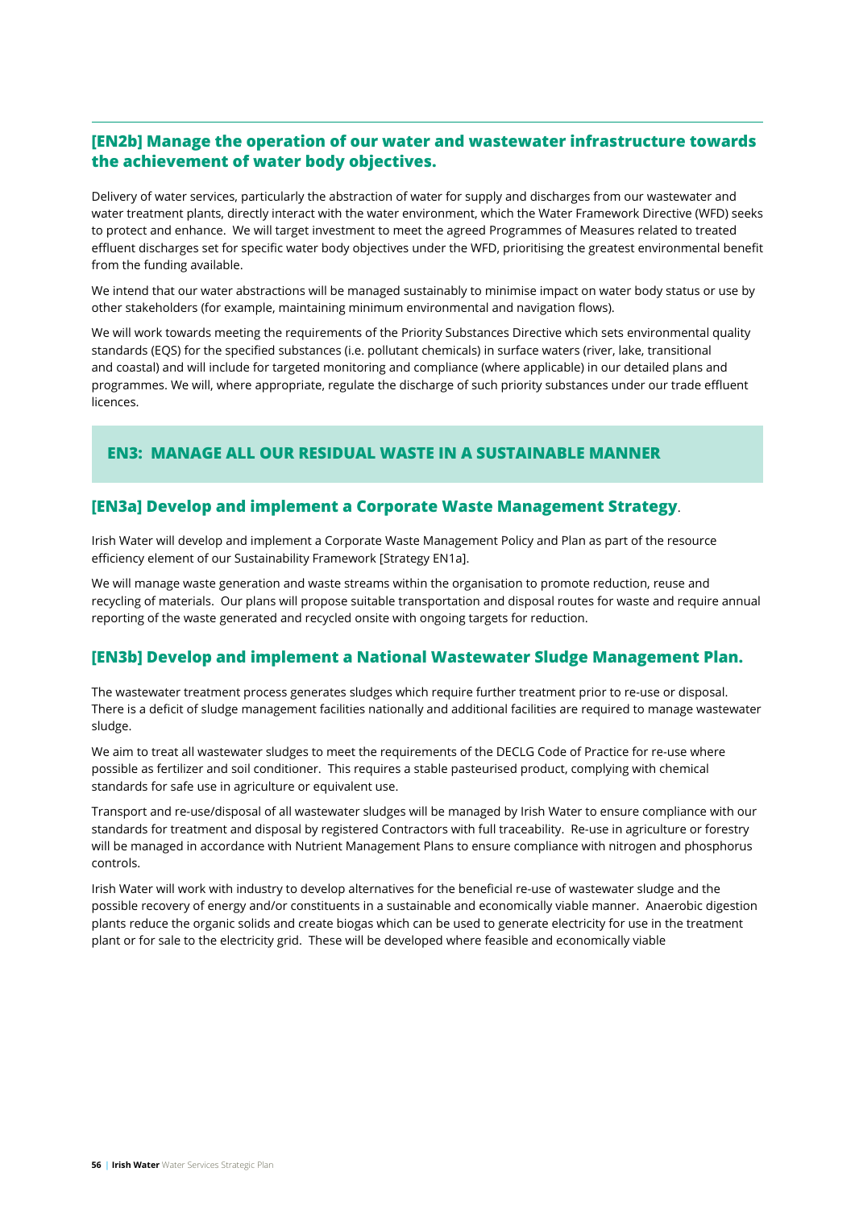### [EN2b] Manage the operation of our water and wastewater infrastructure towards the achievement of water body objectives.

Delivery of water services, particularly the abstraction of water for supply and discharges from our wastewater and water treatment plants, directly interact with the water environment, which the Water Framework Directive (WFD) seeks to protect and enhance. We will target investment to meet the agreed Programmes of Measures related to treated effluent discharges set for specific water body objectives under the WFD, prioritising the greatest environmental benefit from the funding available.

We intend that our water abstractions will be managed sustainably to minimise impact on water body status or use by other stakeholders (for example, maintaining minimum environmental and navigation flows).

We will work towards meeting the requirements of the Priority Substances Directive which sets environmental quality standards (EQS) for the specified substances (i.e. pollutant chemicals) in surface waters (river, lake, transitional and coastal) and will include for targeted monitoring and compliance (where applicable) in our detailed plans and programmes. We will, where appropriate, regulate the discharge of such priority substances under our trade effluent licences.

## EN3: MANAGE ALL OUR RESIDUAL WASTE IN A SUSTAINABLE MANNER

### [EN3a] Develop and implement a Corporate Waste Management Strategy.

Irish Water will develop and implement a Corporate Waste Management Policy and Plan as part of the resource efficiency element of our Sustainability Framework [Strategy EN1a].

We will manage waste generation and waste streams within the organisation to promote reduction, reuse and recycling of materials. Our plans will propose suitable transportation and disposal routes for waste and require annual reporting of the waste generated and recycled onsite with ongoing targets for reduction.

### [EN3b] Develop and implement a National Wastewater Sludge Management Plan.

The wastewater treatment process generates sludges which require further treatment prior to re-use or disposal. There is a deficit of sludge management facilities nationally and additional facilities are required to manage wastewater sludge.

We aim to treat all wastewater sludges to meet the requirements of the DECLG Code of Practice for re-use where possible as fertilizer and soil conditioner. This requires a stable pasteurised product, complying with chemical standards for safe use in agriculture or equivalent use.

Transport and re-use/disposal of all wastewater sludges will be managed by Irish Water to ensure compliance with our standards for treatment and disposal by registered Contractors with full traceability. Re-use in agriculture or forestry will be managed in accordance with Nutrient Management Plans to ensure compliance with nitrogen and phosphorus controls.

Irish Water will work with industry to develop alternatives for the beneficial re-use of wastewater sludge and the possible recovery of energy and/or constituents in a sustainable and economically viable manner. Anaerobic digestion plants reduce the organic solids and create biogas which can be used to generate electricity for use in the treatment plant or for sale to the electricity grid. These will be developed where feasible and economically viable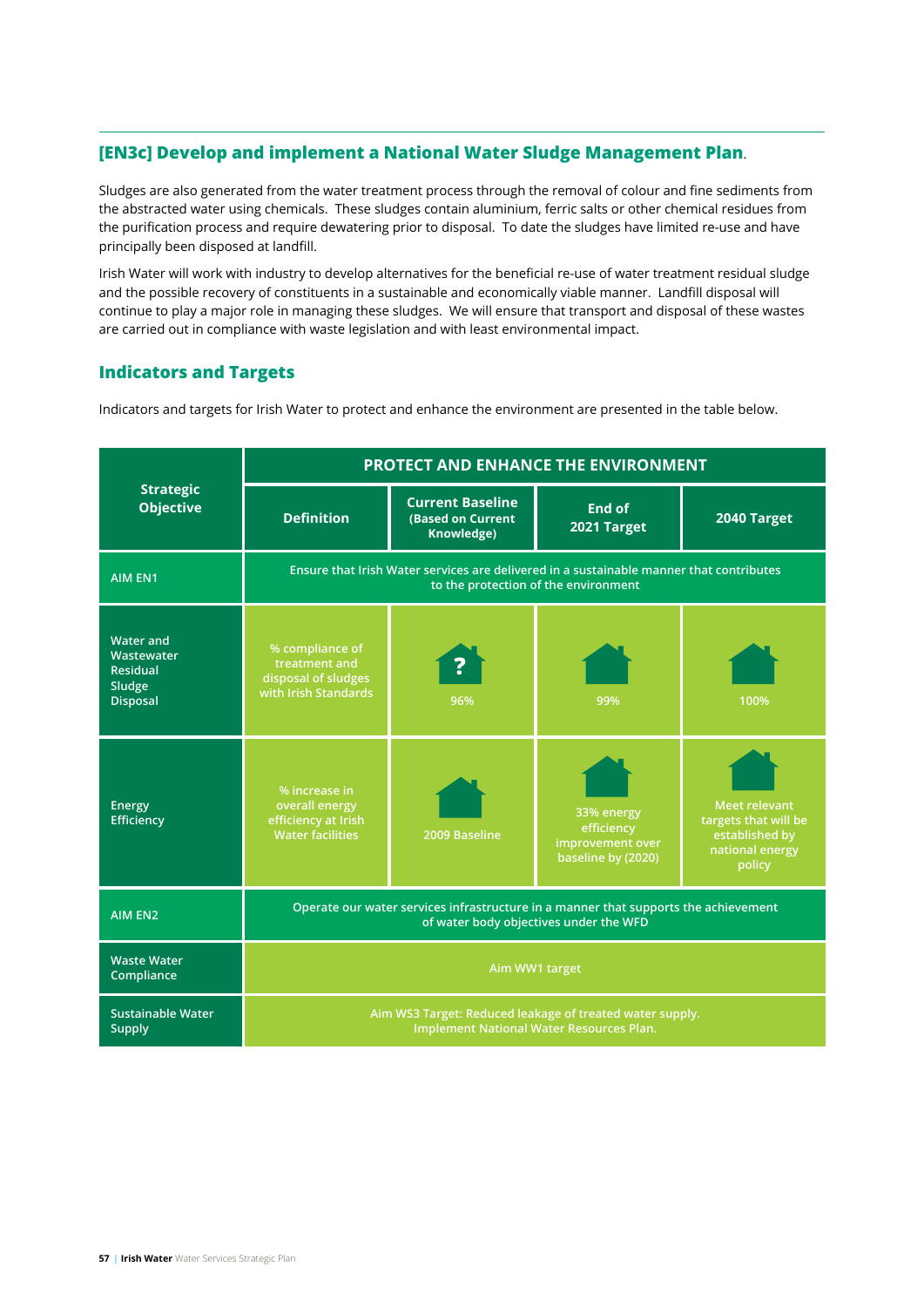### [EN3c] Develop and implement a National Water Sludge Management Plan.

Sludges are also generated from the water treatment process through the removal of colour and fine sediments from the abstracted water using chemicals. These sludges contain aluminium, ferric salts or other chemical residues from the purification process and require dewatering prior to disposal. To date the sludges have limited re-use and have principally been disposed at landfill.

Irish Water will work with industry to develop alternatives for the beneficial re-use of water treatment residual sludge and the possible recovery of constituents in a sustainable and economically viable manner. Landfill disposal will continue to play a major role in managing these sludges. We will ensure that transport and disposal of these wastes are carried out in compliance with waste legislation and with least environmental impact.

## Indicators and Targets

Indicators and targets for Irish Water to protect and enhance the environment are presented in the table below.

| Strategic Objective | PROTECT AND ENHANCE THE ENVIRONMENT | | | |
|---|---|---|---|---|
| | **Definition** | **Current Baseline (Based on Current Knowledge)** | **End of 2021 Target** | **2040 Target** |
| **AIM EN1** | Ensure that Irish Water services are delivered in a sustainable manner that contributes to the protection of the environment | | | |
| Water and Wastewater Residual Sludge Disposal | % compliance of treatment and disposal of sludges with Irish Standards | 96% | 99% | 100% |
| Energy Efficiency | % increase in overall energy efficiency at Irish Water facilities | 2009 Baseline | 33% energy efficiency improvement over baseline by (2020) | Meet relevant targets that will be established by national energy policy |
| **AIM EN2** | Operate our water services infrastructure in a manner that supports the achievement of water body objectives under the WFD | | | |
| Waste Water Compliance | Aim WW1 target | | | |
| Sustainable Water Supply | Aim WS3 Target: Reduced leakage of treated water supply. Implement National Water Resources Plan. | | | |